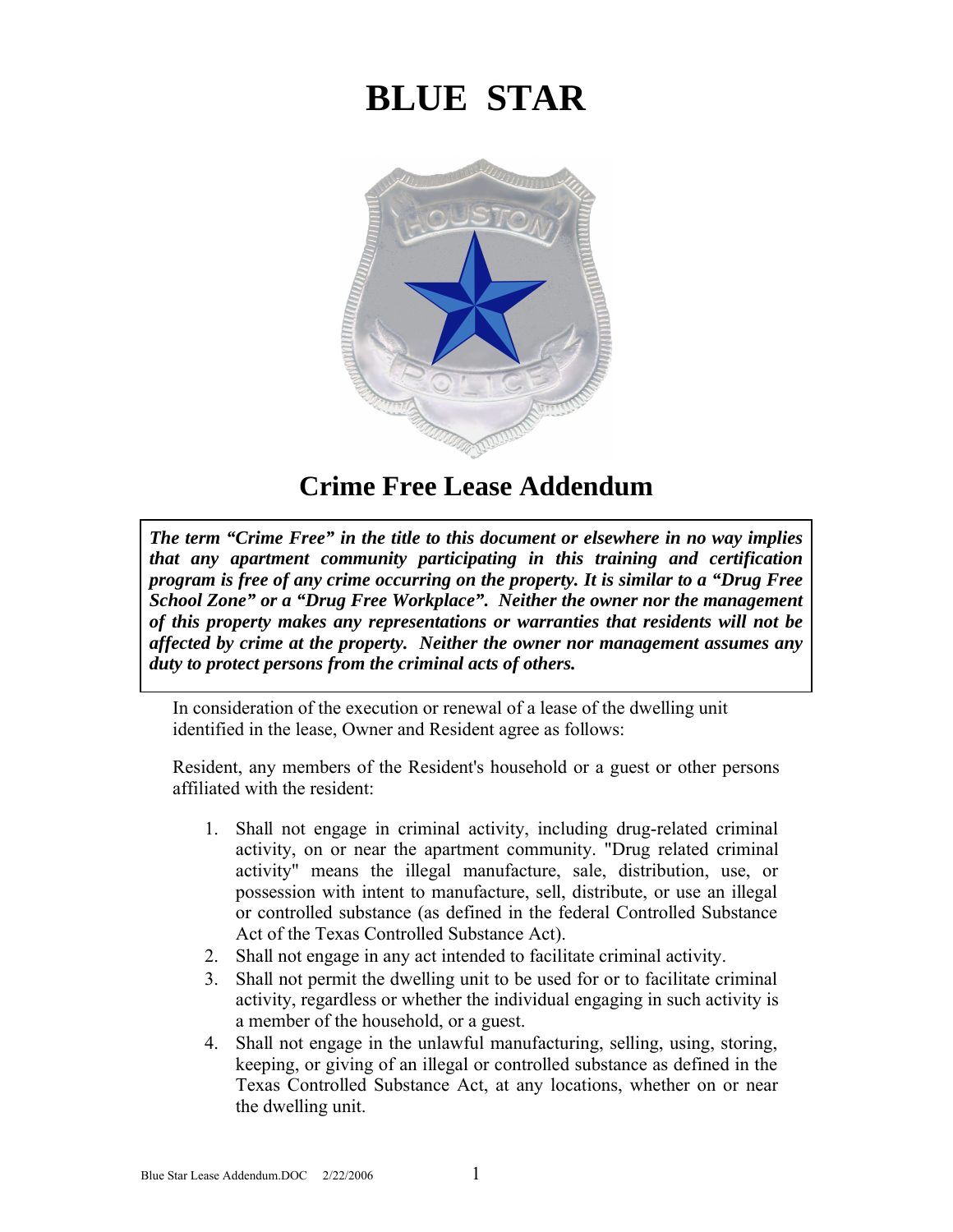# BLUE STAR

## Crime Free Lease Addendum

***The term "Crime Free" in the title to this document or elsewhere in no way implies that any apartment community participating in this training and certification program is free of any crime occurring on the property. It is similar to a "Drug Free School Zone" or a "Drug Free Workplace". Neither the owner nor the management of this property makes any representations or warranties that residents will not be affected by crime at the property. Neither the owner nor management assumes any duty to protect persons from the criminal acts of others.***

In consideration of the execution or renewal of a lease of the dwelling unit identified in the lease, Owner and Resident agree as follows:

Resident, any members of the Resident's household or a guest or other persons affiliated with the resident:

1. Shall not engage in criminal activity, including drug-related criminal activity, on or near the apartment community. "Drug related criminal activity" means the illegal manufacture, sale, distribution, use, or possession with intent to manufacture, sell, distribute, or use an illegal or controlled substance (as defined in the federal Controlled Substance Act of the Texas Controlled Substance Act).
2. Shall not engage in any act intended to facilitate criminal activity.
3. Shall not permit the dwelling unit to be used for or to facilitate criminal activity, regardless or whether the individual engaging in such activity is a member of the household, or a guest.
4. Shall not engage in the unlawful manufacturing, selling, using, storing, keeping, or giving of an illegal or controlled substance as defined in the Texas Controlled Substance Act, at any locations, whether on or near the dwelling unit.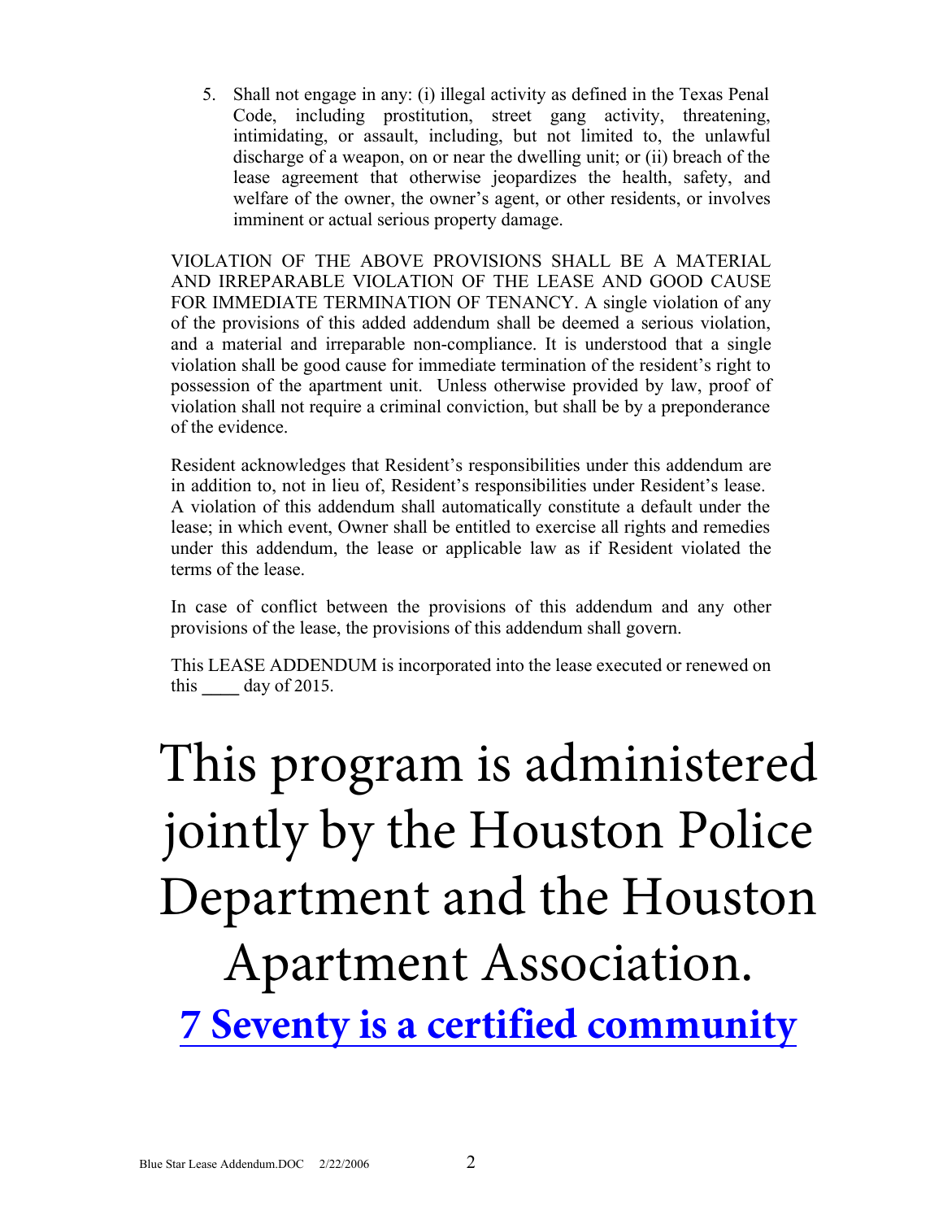5. Shall not engage in any: (i) illegal activity as defined in the Texas Penal Code, including prostitution, street gang activity, threatening, intimidating, or assault, including, but not limited to, the unlawful discharge of a weapon, on or near the dwelling unit; or (ii) breach of the lease agreement that otherwise jeopardizes the health, safety, and welfare of the owner, the owner's agent, or other residents, or involves imminent or actual serious property damage.

VIOLATION OF THE ABOVE PROVISIONS SHALL BE A MATERIAL AND IRREPARABLE VIOLATION OF THE LEASE AND GOOD CAUSE FOR IMMEDIATE TERMINATION OF TENANCY. A single violation of any of the provisions of this added addendum shall be deemed a serious violation, and a material and irreparable non-compliance. It is understood that a single violation shall be good cause for immediate termination of the resident's right to possession of the apartment unit. Unless otherwise provided by law, proof of violation shall not require a criminal conviction, but shall be by a preponderance of the evidence.

Resident acknowledges that Resident's responsibilities under this addendum are in addition to, not in lieu of, Resident's responsibilities under Resident's lease. A violation of this addendum shall automatically constitute a default under the lease; in which event, Owner shall be entitled to exercise all rights and remedies under this addendum, the lease or applicable law as if Resident violated the terms of the lease.

In case of conflict between the provisions of this addendum and any other provisions of the lease, the provisions of this addendum shall govern.

This LEASE ADDENDUM is incorporated into the lease executed or renewed on this ____ day of 2015.

# This program is administered jointly by the Houston Police Department and the Houston Apartment Association.

## **7 Seventy is a certified community**

Blue Star Lease Addendum.DOC 2/22/2006